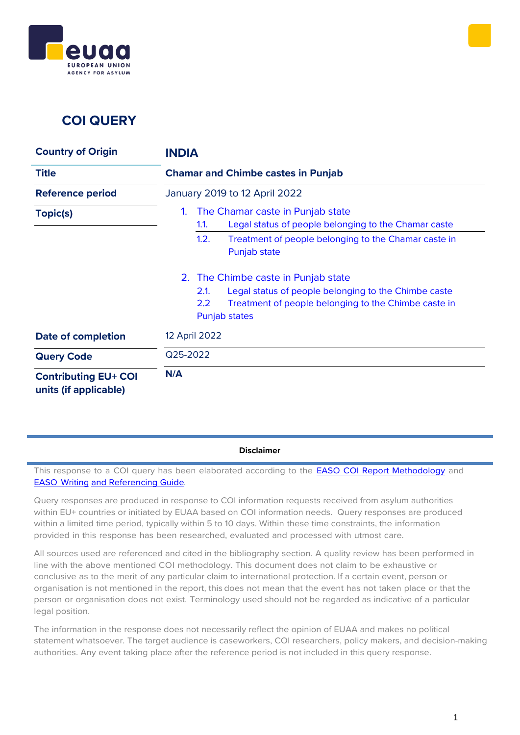# COI QUERY

| | |
|---|---|
| **Country of Origin** | **INDIA** |
| **Title** | **Chamar and Chimbe castes in Punjab** |
| **Reference period** | January 2019 to 12 April 2022 |
| **Topic(s)** | 1. The Chamar caste in Punjab state<br>1.1. Legal status of people belonging to the Chamar caste<br>1.2. Treatment of people belonging to the Chamar caste in Punjab state<br><br>2. The Chimbe caste in Punjab state<br>2.1. Legal status of people belonging to the Chimbe caste<br>2.2 Treatment of people belonging to the Chimbe caste in Punjab states |
| **Date of completion** | 12 April 2022 |
| **Query Code** | Q25-2022 |
| **Contributing EU+ COI units (if applicable)** | **N/A** |

**Disclaimer**

This response to a COI query has been elaborated according to the EASO COI Report Methodology and EASO Writing and Referencing Guide.

Query responses are produced in response to COI information requests received from asylum authorities within EU+ countries or initiated by EUAA based on COI information needs. Query responses are produced within a limited time period, typically within 5 to 10 days. Within these time constraints, the information provided in this response has been researched, evaluated and processed with utmost care.

All sources used are referenced and cited in the bibliography section. A quality review has been performed in line with the above mentioned COI methodology. This document does not claim to be exhaustive or conclusive as to the merit of any particular claim to international protection. If a certain event, person or organisation is not mentioned in the report, this does not mean that the event has not taken place or that the person or organisation does not exist. Terminology used should not be regarded as indicative of a particular legal position.

The information in the response does not necessarily reflect the opinion of EUAA and makes no political statement whatsoever. The target audience is caseworkers, COI researchers, policy makers, and decision-making authorities. Any event taking place after the reference period is not included in this query response.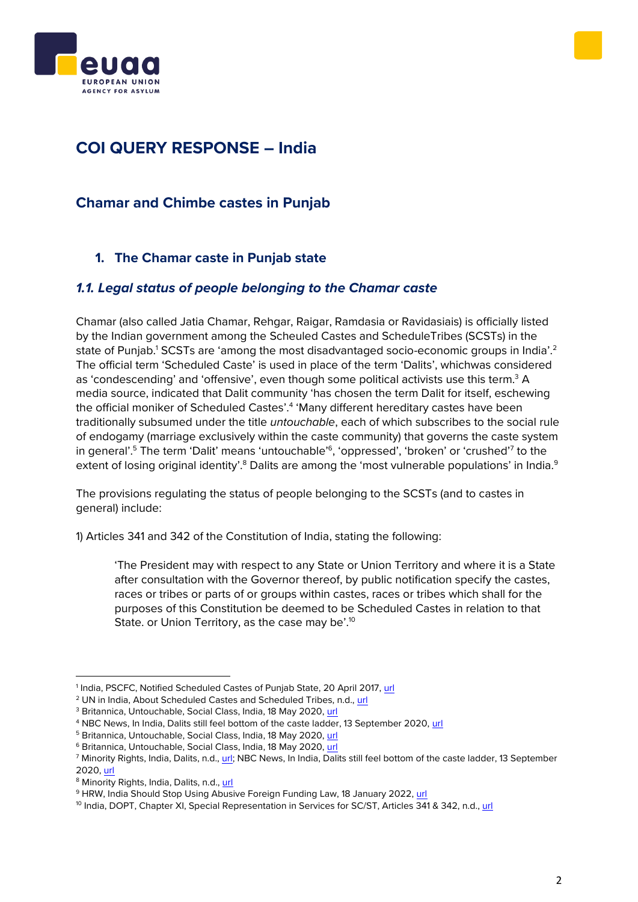# COI QUERY RESPONSE – India

## Chamar and Chimbe castes in Punjab

### 1. The Chamar caste in Punjab state

#### *1.1. Legal status of people belonging to the Chamar caste*

Chamar (also called Jatia Chamar, Rehgar, Raigar, Ramdasia or Ravidasiais) is officially listed by the Indian government among the Scheuled Castes and ScheduleTribes (SCSTs) in the state of Punjab.[1] SCSTs are 'among the most disadvantaged socio-economic groups in India'.[2] The official term 'Scheduled Caste' is used in place of the term 'Dalits', whichwas considered as 'condescending' and 'offensive', even though some political activists use this term.[3] A media source, indicated that Dalit community 'has chosen the term Dalit for itself, eschewing the official moniker of Scheduled Castes'.[4] 'Many different hereditary castes have been traditionally subsumed under the title *untouchable*, each of which subscribes to the social rule of endogamy (marriage exclusively within the caste community) that governs the caste system in general'.[5] The term 'Dalit' means 'untouchable'[6], 'oppressed', 'broken' or 'crushed'[7] to the extent of losing original identity'.[8] Dalits are among the 'most vulnerable populations' in India.[9]

The provisions regulating the status of people belonging to the SCSTs (and to castes in general) include:

1) Articles 341 and 342 of the Constitution of India, stating the following:

> 'The President may with respect to any State or Union Territory and where it is a State after consultation with the Governor thereof, by public notification specify the castes, races or tribes or parts of or groups within castes, races or tribes which shall for the purposes of this Constitution be deemed to be Scheduled Castes in relation to that State. or Union Territory, as the case may be'.[10]

---

[1] India, PSCFC, Notified Scheduled Castes of Punjab State, 20 April 2017, url
[2] UN in India, About Scheduled Castes and Scheduled Tribes, n.d., url
[3] Britannica, Untouchable, Social Class, India, 18 May 2020, url
[4] NBC News, In India, Dalits still feel bottom of the caste ladder, 13 September 2020, url
[5] Britannica, Untouchable, Social Class, India, 18 May 2020, url
[6] Britannica, Untouchable, Social Class, India, 18 May 2020, url
[7] Minority Rights, India, Dalits, n.d., url; NBC News, In India, Dalits still feel bottom of the caste ladder, 13 September 2020, url
[8] Minority Rights, India, Dalits, n.d., url
[9] HRW, India Should Stop Using Abusive Foreign Funding Law, 18 January 2022, url
[10] India, DOPT, Chapter XI, Special Representation in Services for SC/ST, Articles 341 & 342, n.d., url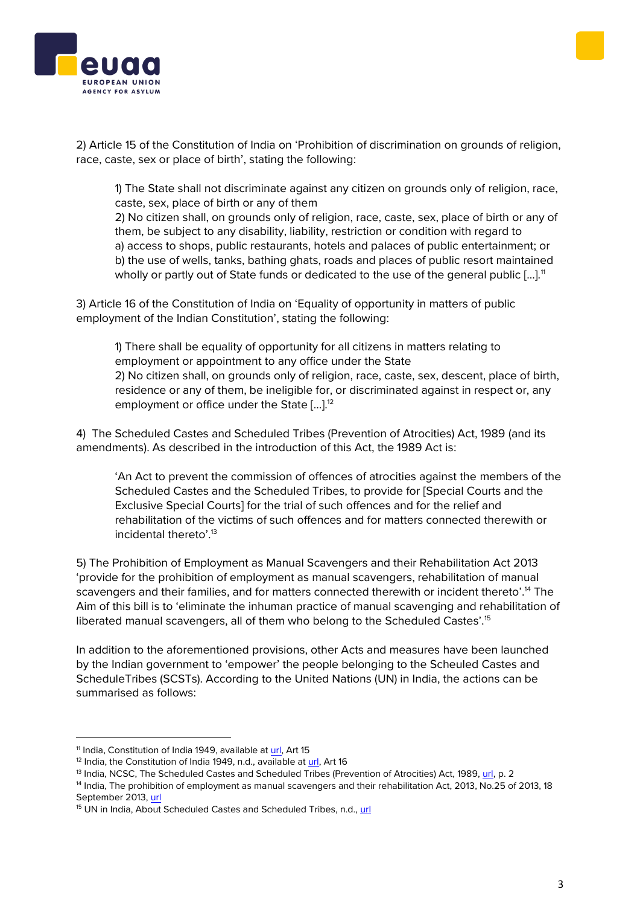2) Article 15 of the Constitution of India on 'Prohibition of discrimination on grounds of religion, race, caste, sex or place of birth', stating the following:

> 1) The State shall not discriminate against any citizen on grounds only of religion, race, caste, sex, place of birth or any of them
> 2) No citizen shall, on grounds only of religion, race, caste, sex, place of birth or any of them, be subject to any disability, liability, restriction or condition with regard to
> a) access to shops, public restaurants, hotels and palaces of public entertainment; or
> b) the use of wells, tanks, bathing ghats, roads and places of public resort maintained wholly or partly out of State funds or dedicated to the use of the general public [...].[11]

3) Article 16 of the Constitution of India on 'Equality of opportunity in matters of public employment of the Indian Constitution', stating the following:

> 1) There shall be equality of opportunity for all citizens in matters relating to employment or appointment to any office under the State
> 2) No citizen shall, on grounds only of religion, race, caste, sex, descent, place of birth, residence or any of them, be ineligible for, or discriminated against in respect or, any employment or office under the State [...].[12]

4) The Scheduled Castes and Scheduled Tribes (Prevention of Atrocities) Act, 1989 (and its amendments). As described in the introduction of this Act, the 1989 Act is:

> 'An Act to prevent the commission of offences of atrocities against the members of the Scheduled Castes and the Scheduled Tribes, to provide for [Special Courts and the Exclusive Special Courts] for the trial of such offences and for the relief and rehabilitation of the victims of such offences and for matters connected therewith or incidental thereto'.[13]

5) The Prohibition of Employment as Manual Scavengers and their Rehabilitation Act 2013 'provide for the prohibition of employment as manual scavengers, rehabilitation of manual scavengers and their families, and for matters connected therewith or incident thereto'.[14] The Aim of this bill is to 'eliminate the inhuman practice of manual scavenging and rehabilitation of liberated manual scavengers, all of them who belong to the Scheduled Castes'.[15]

In addition to the aforementioned provisions, other Acts and measures have been launched by the Indian government to 'empower' the people belonging to the Scheuled Castes and ScheduleTribes (SCSTs). According to the United Nations (UN) in India, the actions can be summarised as follows:

---

[11] India, Constitution of India 1949, available at url, Art 15
[12] India, the Constitution of India 1949, n.d., available at url, Art 16
[13] India, NCSC, The Scheduled Castes and Scheduled Tribes (Prevention of Atrocities) Act, 1989, url, p. 2
[14] India, The prohibition of employment as manual scavengers and their rehabilitation Act, 2013, No.25 of 2013, 18 September 2013, url
[15] UN in India, About Scheduled Castes and Scheduled Tribes, n.d., url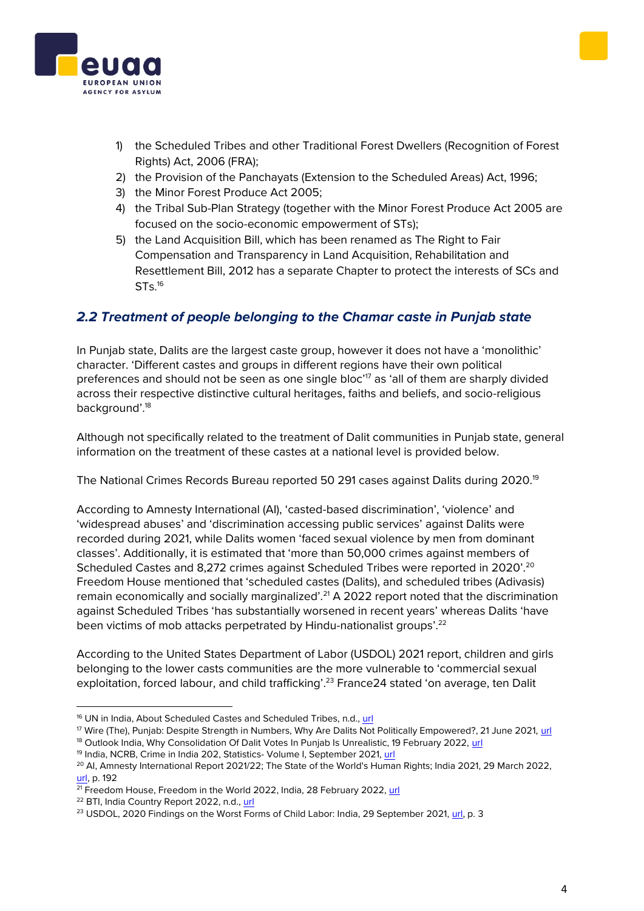1) the Scheduled Tribes and other Traditional Forest Dwellers (Recognition of Forest Rights) Act, 2006 (FRA);
2) the Provision of the Panchayats (Extension to the Scheduled Areas) Act, 1996;
3) the Minor Forest Produce Act 2005;
4) the Tribal Sub-Plan Strategy (together with the Minor Forest Produce Act 2005 are focused on the socio-economic empowerment of STs);
5) the Land Acquisition Bill, which has been renamed as The Right to Fair Compensation and Transparency in Land Acquisition, Rehabilitation and Resettlement Bill, 2012 has a separate Chapter to protect the interests of SCs and STs.[16]

## *2.2 Treatment of people belonging to the Chamar caste in Punjab state*

In Punjab state, Dalits are the largest caste group, however it does not have a 'monolithic' character. 'Different castes and groups in different regions have their own political preferences and should not be seen as one single bloc'[17] as 'all of them are sharply divided across their respective distinctive cultural heritages, faiths and beliefs, and socio-religious background'.[18]

Although not specifically related to the treatment of Dalit communities in Punjab state, general information on the treatment of these castes at a national level is provided below.

The National Crimes Records Bureau reported 50 291 cases against Dalits during 2020.[19]

According to Amnesty International (AI), 'casted-based discrimination', 'violence' and 'widespread abuses' and 'discrimination accessing public services' against Dalits were recorded during 2021, while Dalits women 'faced sexual violence by men from dominant classes'. Additionally, it is estimated that 'more than 50,000 crimes against members of Scheduled Castes and 8,272 crimes against Scheduled Tribes were reported in 2020'.[20] Freedom House mentioned that 'scheduled castes (Dalits), and scheduled tribes (Adivasis) remain economically and socially marginalized'.[21] A 2022 report noted that the discrimination against Scheduled Tribes 'has substantially worsened in recent years' whereas Dalits 'have been victims of mob attacks perpetrated by Hindu-nationalist groups'.[22]

According to the United States Department of Labor (USDOL) 2021 report, children and girls belonging to the lower casts communities are the more vulnerable to 'commercial sexual exploitation, forced labour, and child trafficking'.[23] France24 stated 'on average, ten Dalit

---

[16] UN in India, About Scheduled Castes and Scheduled Tribes, n.d., url

[17] Wire (The), Punjab: Despite Strength in Numbers, Why Are Dalits Not Politically Empowered?, 21 June 2021, url

[18] Outlook India, Why Consolidation Of Dalit Votes In Punjab Is Unrealistic, 19 February 2022, url

[19] India, NCRB, Crime in India 202, Statistics- Volume I, September 2021, url

[20] AI, Amnesty International Report 2021/22; The State of the World's Human Rights; India 2021, 29 March 2022, url, p. 192

[21] Freedom House, Freedom in the World 2022, India, 28 February 2022, url

[22] BTI, India Country Report 2022, n.d., url

[23] USDOL, 2020 Findings on the Worst Forms of Child Labor: India, 29 September 2021, url, p. 3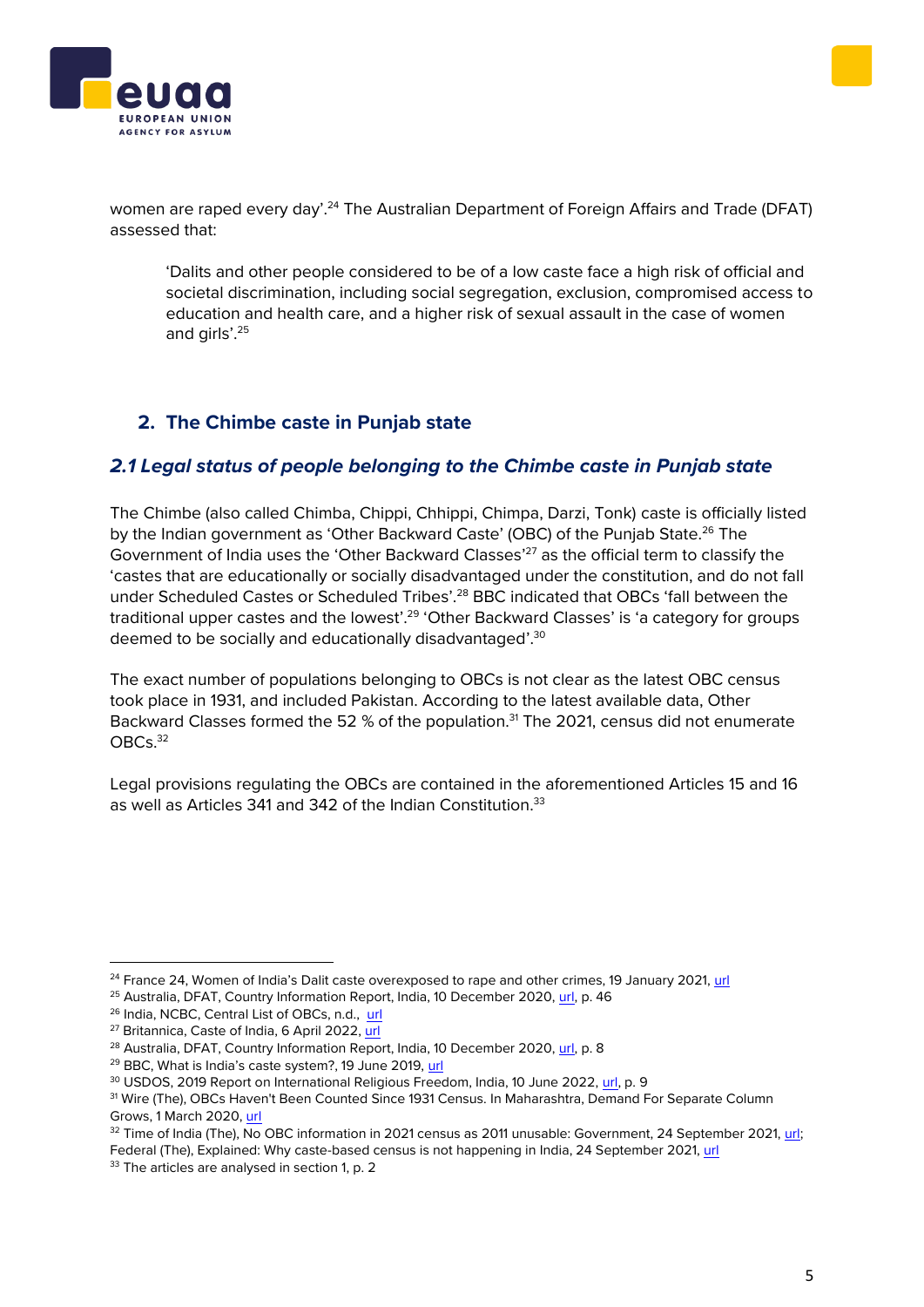women are raped every day'.[24] The Australian Department of Foreign Affairs and Trade (DFAT) assessed that:

> 'Dalits and other people considered to be of a low caste face a high risk of official and societal discrimination, including social segregation, exclusion, compromised access to education and health care, and a higher risk of sexual assault in the case of women and girls'.[25]

## 2. The Chimbe caste in Punjab state

### *2.1 Legal status of people belonging to the Chimbe caste in Punjab state*

The Chimbe (also called Chimba, Chippi, Chhippi, Chimpa, Darzi, Tonk) caste is officially listed by the Indian government as 'Other Backward Caste' (OBC) of the Punjab State.[26] The Government of India uses the 'Other Backward Classes'[27] as the official term to classify the 'castes that are educationally or socially disadvantaged under the constitution, and do not fall under Scheduled Castes or Scheduled Tribes'.[28] BBC indicated that OBCs 'fall between the traditional upper castes and the lowest'.[29] 'Other Backward Classes' is 'a category for groups deemed to be socially and educationally disadvantaged'.[30]

The exact number of populations belonging to OBCs is not clear as the latest OBC census took place in 1931, and included Pakistan. According to the latest available data, Other Backward Classes formed the 52 % of the population.[31] The 2021, census did not enumerate OBCs.[32]

Legal provisions regulating the OBCs are contained in the aforementioned Articles 15 and 16 as well as Articles 341 and 342 of the Indian Constitution.[33]

---

[24] France 24, Women of India's Dalit caste overexposed to rape and other crimes, 19 January 2021, url
[25] Australia, DFAT, Country Information Report, India, 10 December 2020, url, p. 46
[26] India, NCBC, Central List of OBCs, n.d., url
[27] Britannica, Caste of India, 6 April 2022, url
[28] Australia, DFAT, Country Information Report, India, 10 December 2020, url, p. 8
[29] BBC, What is India's caste system?, 19 June 2019, url
[30] USDOS, 2019 Report on International Religious Freedom, India, 10 June 2022, url, p. 9
[31] Wire (The), OBCs Haven't Been Counted Since 1931 Census. In Maharashtra, Demand For Separate Column Grows, 1 March 2020, url
[32] Time of India (The), No OBC information in 2021 census as 2011 unusable: Government, 24 September 2021, url; Federal (The), Explained: Why caste-based census is not happening in India, 24 September 2021, url
[33] The articles are analysed in section 1, p. 2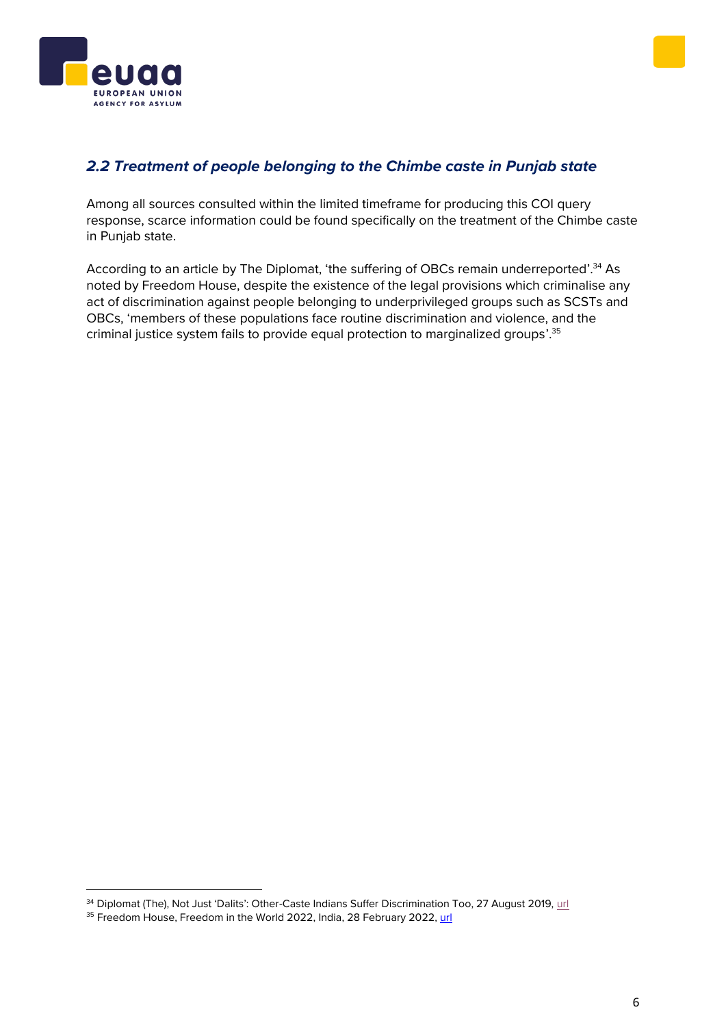### *2.2 Treatment of people belonging to the Chimbe caste in Punjab state*

Among all sources consulted within the limited timeframe for producing this COI query response, scarce information could be found specifically on the treatment of the Chimbe caste in Punjab state.

According to an article by The Diplomat, 'the suffering of OBCs remain underreported'.[34] As noted by Freedom House, despite the existence of the legal provisions which criminalise any act of discrimination against people belonging to underprivileged groups such as SCSTs and OBCs, 'members of these populations face routine discrimination and violence, and the criminal justice system fails to provide equal protection to marginalized groups'.[35]

---

[34] Diplomat (The), Not Just 'Dalits': Other-Caste Indians Suffer Discrimination Too, 27 August 2019, url

[35] Freedom House, Freedom in the World 2022, India, 28 February 2022, url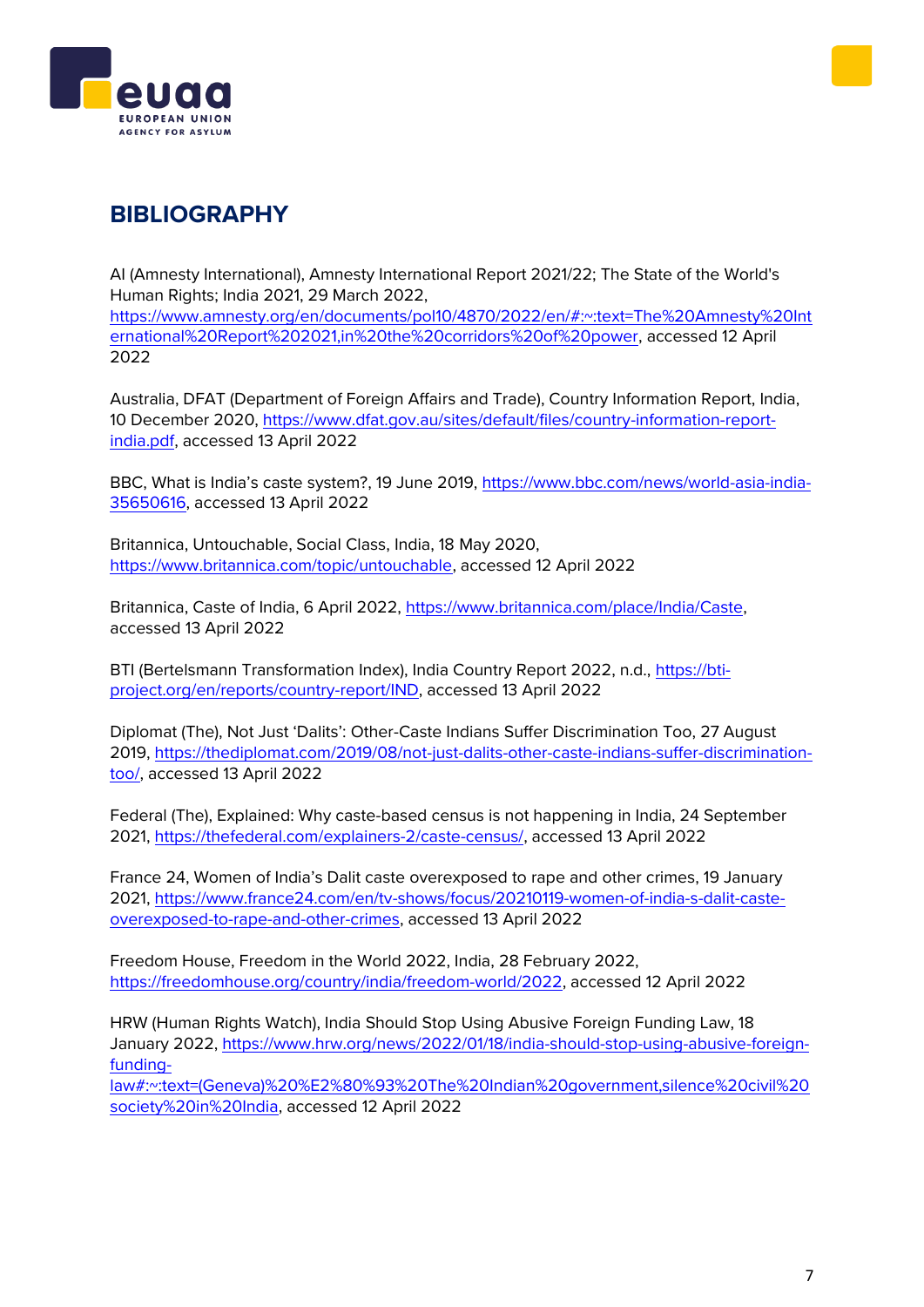# BIBLIOGRAPHY

AI (Amnesty International), Amnesty International Report 2021/22; The State of the World's Human Rights; India 2021, 29 March 2022, https://www.amnesty.org/en/documents/pol10/4870/2022/en/#:~:text=The%20Amnesty%20International%20Report%202021,in%20the%20corridors%20of%20power, accessed 12 April 2022

Australia, DFAT (Department of Foreign Affairs and Trade), Country Information Report, India, 10 December 2020, https://www.dfat.gov.au/sites/default/files/country-information-report-india.pdf, accessed 13 April 2022

BBC, What is India's caste system?, 19 June 2019, https://www.bbc.com/news/world-asia-india-35650616, accessed 13 April 2022

Britannica, Untouchable, Social Class, India, 18 May 2020, https://www.britannica.com/topic/untouchable, accessed 12 April 2022

Britannica, Caste of India, 6 April 2022, https://www.britannica.com/place/India/Caste, accessed 13 April 2022

BTI (Bertelsmann Transformation Index), India Country Report 2022, n.d., https://bti-project.org/en/reports/country-report/IND, accessed 13 April 2022

Diplomat (The), Not Just 'Dalits': Other-Caste Indians Suffer Discrimination Too, 27 August 2019, https://thediplomat.com/2019/08/not-just-dalits-other-caste-indians-suffer-discrimination-too/, accessed 13 April 2022

Federal (The), Explained: Why caste-based census is not happening in India, 24 September 2021, https://thefederal.com/explainers-2/caste-census/, accessed 13 April 2022

France 24, Women of India's Dalit caste overexposed to rape and other crimes, 19 January 2021, https://www.france24.com/en/tv-shows/focus/20210119-women-of-india-s-dalit-caste-overexposed-to-rape-and-other-crimes, accessed 13 April 2022

Freedom House, Freedom in the World 2022, India, 28 February 2022, https://freedomhouse.org/country/india/freedom-world/2022, accessed 12 April 2022

HRW (Human Rights Watch), India Should Stop Using Abusive Foreign Funding Law, 18 January 2022, https://www.hrw.org/news/2022/01/18/india-should-stop-using-abusive-foreign-funding-law#:~:text=(Geneva)%20%E2%80%93%20The%20Indian%20government,silence%20civil%20society%20in%20India, accessed 12 April 2022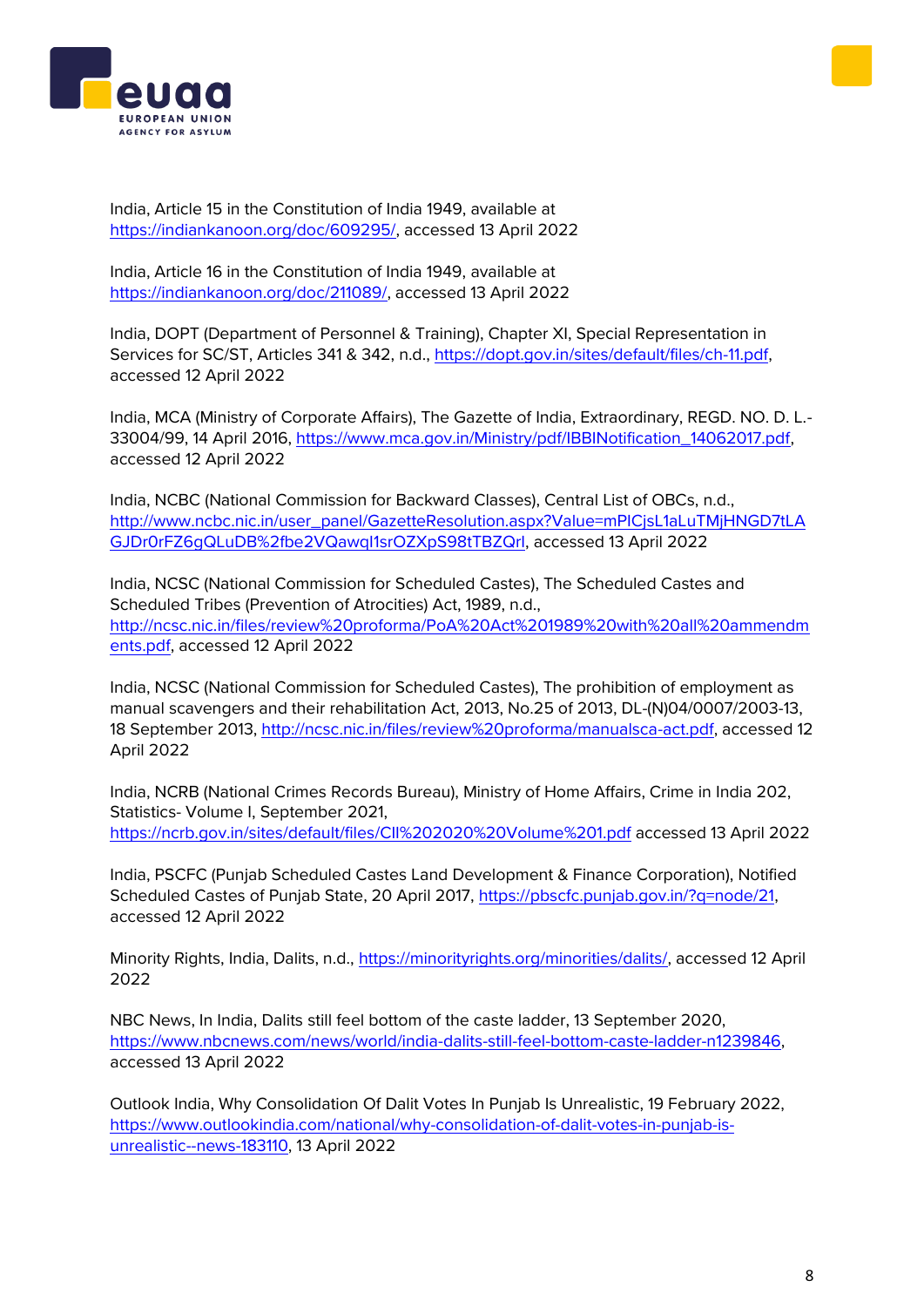India, Article 15 in the Constitution of India 1949, available at https://indiankanoon.org/doc/609295/, accessed 13 April 2022

India, Article 16 in the Constitution of India 1949, available at https://indiankanoon.org/doc/211089/, accessed 13 April 2022

India, DOPT (Department of Personnel & Training), Chapter XI, Special Representation in Services for SC/ST, Articles 341 & 342, n.d., https://dopt.gov.in/sites/default/files/ch-11.pdf, accessed 12 April 2022

India, MCA (Ministry of Corporate Affairs), The Gazette of India, Extraordinary, REGD. NO. D. L.-33004/99, 14 April 2016, https://www.mca.gov.in/Ministry/pdf/IBBINotification_14062017.pdf, accessed 12 April 2022

India, NCBC (National Commission for Backward Classes), Central List of OBCs, n.d., http://www.ncbc.nic.in/user_panel/GazetteResolution.aspx?Value=mPICjsL1aLuTMjHNGD7tLAGJDr0rFZ6gQLuDB%2fbe2VQawql1srOZXpS98tTBZQrl, accessed 13 April 2022

India, NCSC (National Commission for Scheduled Castes), The Scheduled Castes and Scheduled Tribes (Prevention of Atrocities) Act, 1989, n.d., http://ncsc.nic.in/files/review%20proforma/PoA%20Act%201989%20with%20all%20ammendments.pdf, accessed 12 April 2022

India, NCSC (National Commission for Scheduled Castes), The prohibition of employment as manual scavengers and their rehabilitation Act, 2013, No.25 of 2013, DL-(N)04/0007/2003-13, 18 September 2013, http://ncsc.nic.in/files/review%20proforma/manualsca-act.pdf, accessed 12 April 2022

India, NCRB (National Crimes Records Bureau), Ministry of Home Affairs, Crime in India 202, Statistics- Volume I, September 2021, https://ncrb.gov.in/sites/default/files/CII%202020%20Volume%201.pdf accessed 13 April 2022

India, PSCFC (Punjab Scheduled Castes Land Development & Finance Corporation), Notified Scheduled Castes of Punjab State, 20 April 2017, https://pbscfc.punjab.gov.in/?q=node/21, accessed 12 April 2022

Minority Rights, India, Dalits, n.d., https://minorityrights.org/minorities/dalits/, accessed 12 April 2022

NBC News, In India, Dalits still feel bottom of the caste ladder, 13 September 2020, https://www.nbcnews.com/news/world/india-dalits-still-feel-bottom-caste-ladder-n1239846, accessed 13 April 2022

Outlook India, Why Consolidation Of Dalit Votes In Punjab Is Unrealistic, 19 February 2022, https://www.outlookindia.com/national/why-consolidation-of-dalit-votes-in-punjab-is-unrealistic--news-183110, 13 April 2022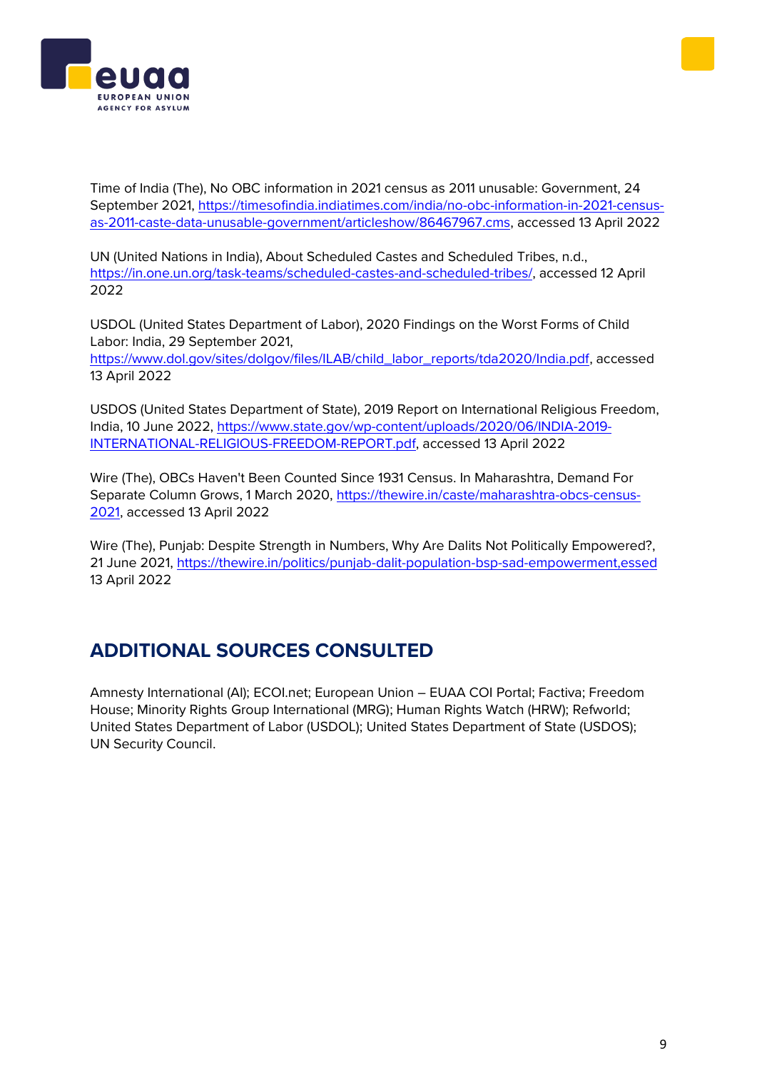Time of India (The), No OBC information in 2021 census as 2011 unusable: Government, 24 September 2021, https://timesofindia.indiatimes.com/india/no-obc-information-in-2021-census-as-2011-caste-data-unusable-government/articleshow/86467967.cms, accessed 13 April 2022

UN (United Nations in India), About Scheduled Castes and Scheduled Tribes, n.d., https://in.one.un.org/task-teams/scheduled-castes-and-scheduled-tribes/, accessed 12 April 2022

USDOL (United States Department of Labor), 2020 Findings on the Worst Forms of Child Labor: India, 29 September 2021, https://www.dol.gov/sites/dolgov/files/ILAB/child_labor_reports/tda2020/India.pdf, accessed 13 April 2022

USDOS (United States Department of State), 2019 Report on International Religious Freedom, India, 10 June 2022, https://www.state.gov/wp-content/uploads/2020/06/INDIA-2019-INTERNATIONAL-RELIGIOUS-FREEDOM-REPORT.pdf, accessed 13 April 2022

Wire (The), OBCs Haven't Been Counted Since 1931 Census. In Maharashtra, Demand For Separate Column Grows, 1 March 2020, https://thewire.in/caste/maharashtra-obcs-census-2021, accessed 13 April 2022

Wire (The), Punjab: Despite Strength in Numbers, Why Are Dalits Not Politically Empowered?, 21 June 2021, https://thewire.in/politics/punjab-dalit-population-bsp-sad-empowerment,essed 13 April 2022

## ADDITIONAL SOURCES CONSULTED

Amnesty International (AI); ECOI.net; European Union – EUAA COI Portal; Factiva; Freedom House; Minority Rights Group International (MRG); Human Rights Watch (HRW); Refworld; United States Department of Labor (USDOL); United States Department of State (USDOS); UN Security Council.